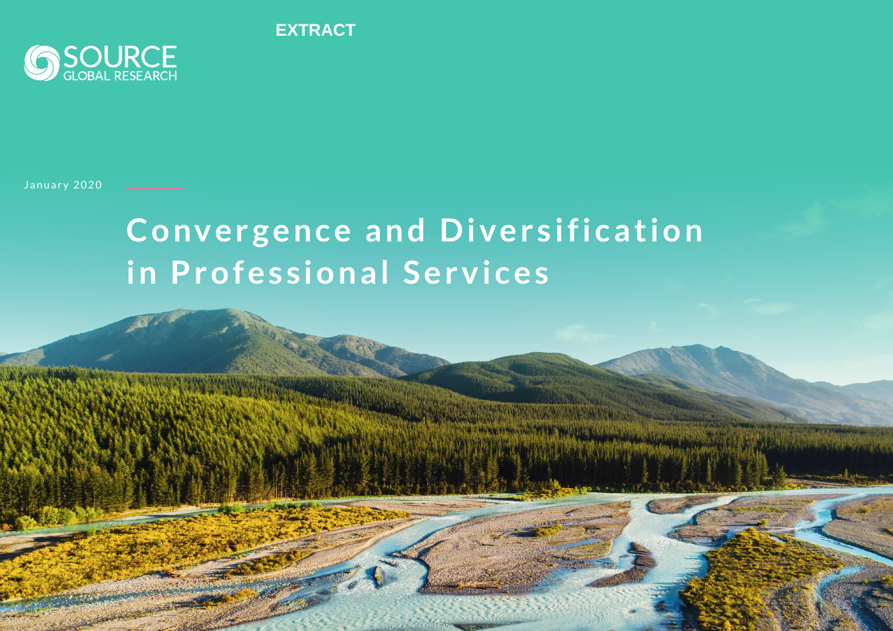EXTRACT

SOURCE GLOBAL RESEARCH

January 2020

# Convergence and Diversification in Professional Services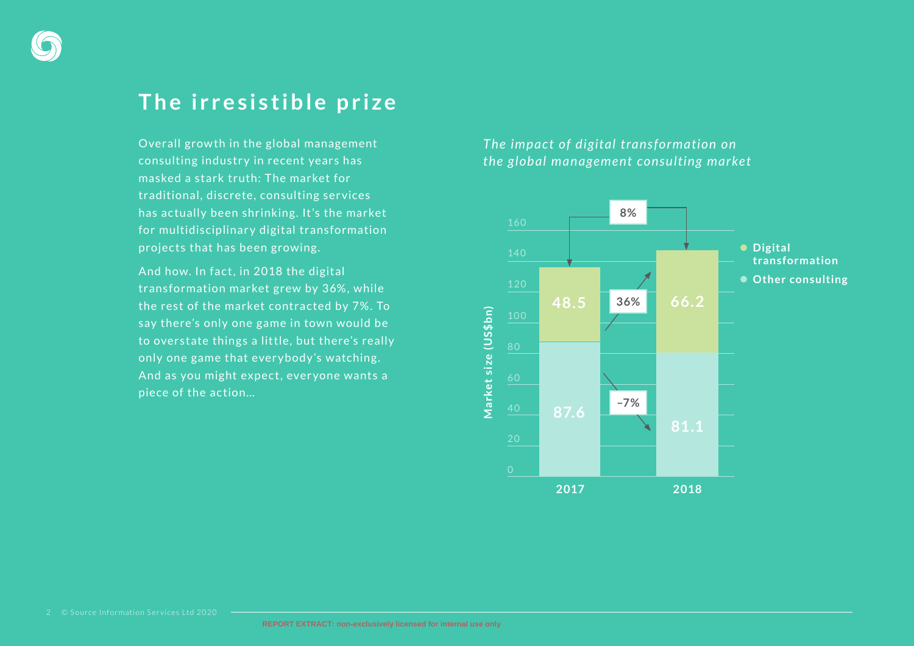## The irresistible prize

Overall growth in the global management consulting industry in recent years has masked a stark truth: The market for traditional, discrete, consulting services has actually been shrinking. It's the market for multidisciplinary digital transformation projects that has been growing.

And how. In fact, in 2018 the digital transformation market grew by 36%, while the rest of the market contracted by 7%. To say there's only one game in town would be to overstate things a little, but there's really only one game that everybody's watching. And as you might expect, everyone wants a piece of the action...

*The impact of digital transformation on the global management consulting market*

Market size (US$bn)

| | 2017 | 2018 | Change |
|---|---|---|---|
| Digital transformation | 48.5 | 66.2 | 36% |
| Other consulting | 87.6 | 81.1 | -7% |
| Total | | | 8% |

REPORT EXTRACT: non-exclusively licensed for internal use only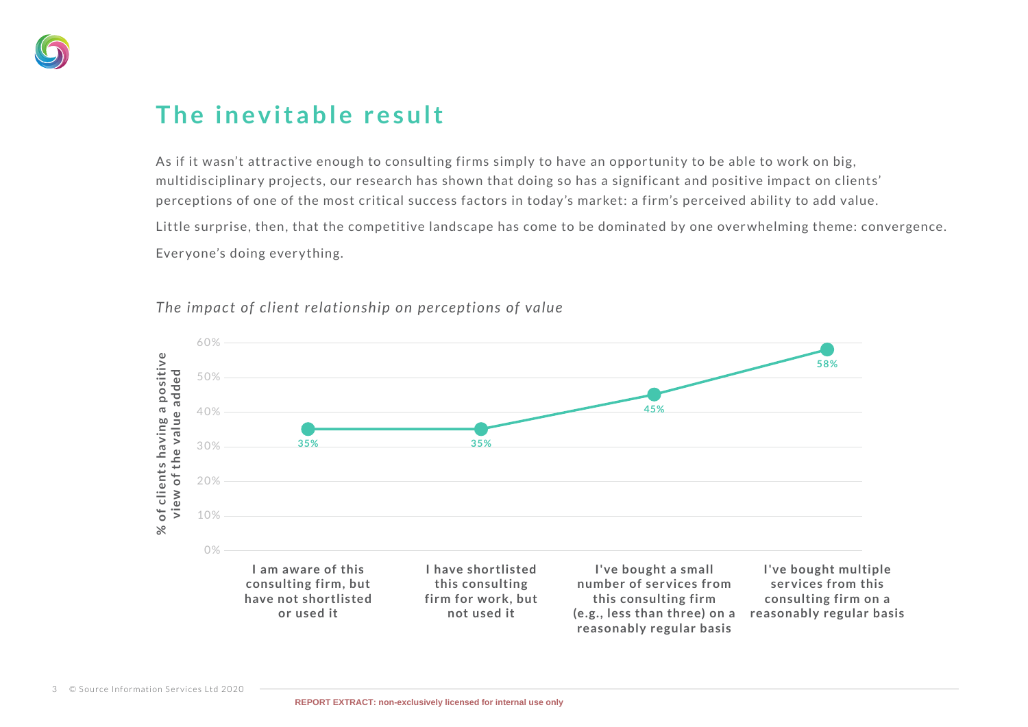## The inevitable result

As if it wasn't attractive enough to consulting firms simply to have an opportunity to be able to work on big, multidisciplinary projects, our research has shown that doing so has a significant and positive impact on clients' perceptions of one of the most critical success factors in today's market: a firm's perceived ability to add value.

Little surprise, then, that the competitive landscape has come to be dominated by one overwhelming theme: convergence.

Everyone's doing everything.

*The impact of client relationship on perceptions of value*

| Client relationship | % of clients having a positive view of the value added |
|---|---|
| I am aware of this consulting firm, but have not shortlisted or used it | 35% |
| I have shortlisted this consulting firm for work, but not used it | 35% |
| I've bought a small number of services from this consulting firm (e.g., less than three) on a reasonably regular basis | 45% |
| I've bought multiple services from this consulting firm on a reasonably regular basis | 58% |

© Source Information Services Ltd 2020

REPORT EXTRACT: non-exclusively licensed for internal use only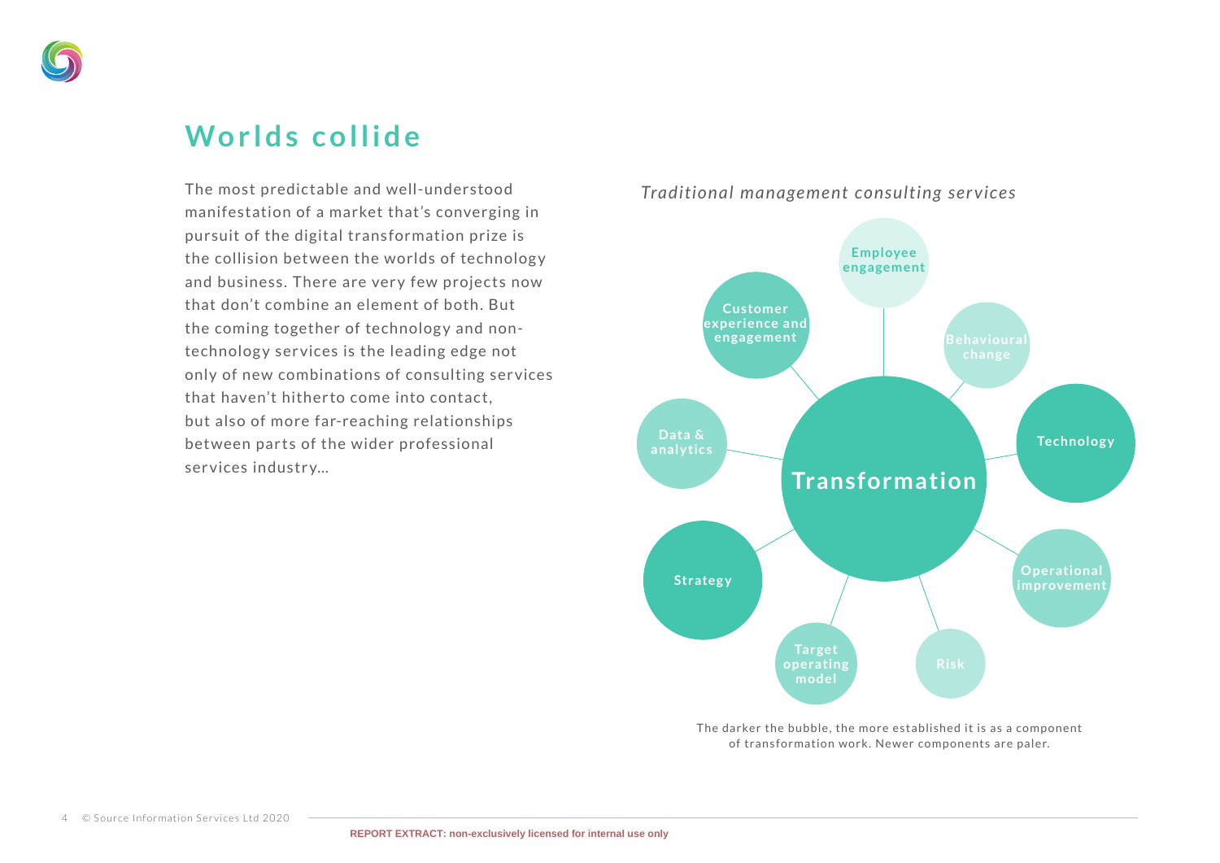# Worlds collide

The most predictable and well-understood manifestation of a market that's converging in pursuit of the digital transformation prize is the collision between the worlds of technology and business. There are very few projects now that don't combine an element of both. But the coming together of technology and non-technology services is the leading edge not only of new combinations of consulting services that haven't hitherto come into contact, but also of more far-reaching relationships between parts of the wider professional services industry...

*Traditional management consulting services*

Employee engagement

Customer experience and engagement

Behavioural change

Data & analytics

Transformation

Technology

Strategy

Operational improvement

Target operating model

Risk

The darker the bubble, the more established it is as a component of transformation work. Newer components are paler.

REPORT EXTRACT: non-exclusively licensed for internal use only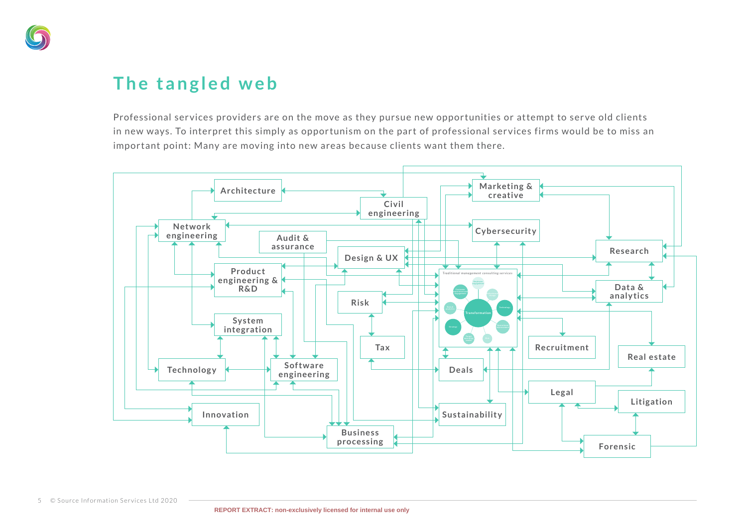## The tangled web

Professional services providers are on the move as they pursue new opportunities or attempt to serve old clients in new ways. To interpret this simply as opportunism on the part of professional services firms would be to miss an important point: Many are moving into new areas because clients want them there.

Architecture

Civil engineering

Marketing & creative

Network engineering

Cybersecurity

Audit & assurance

Design & UX

Research

Product engineering & R&D

Data & analytics

Risk

Traditional management consulting services

Transformation

System integration

Tax

Recruitment

Real estate

Technology

Software engineering

Deals

Legal

Litigation

Innovation

Sustainability

Business processing

Forensic

REPORT EXTRACT: non-exclusively licensed for internal use only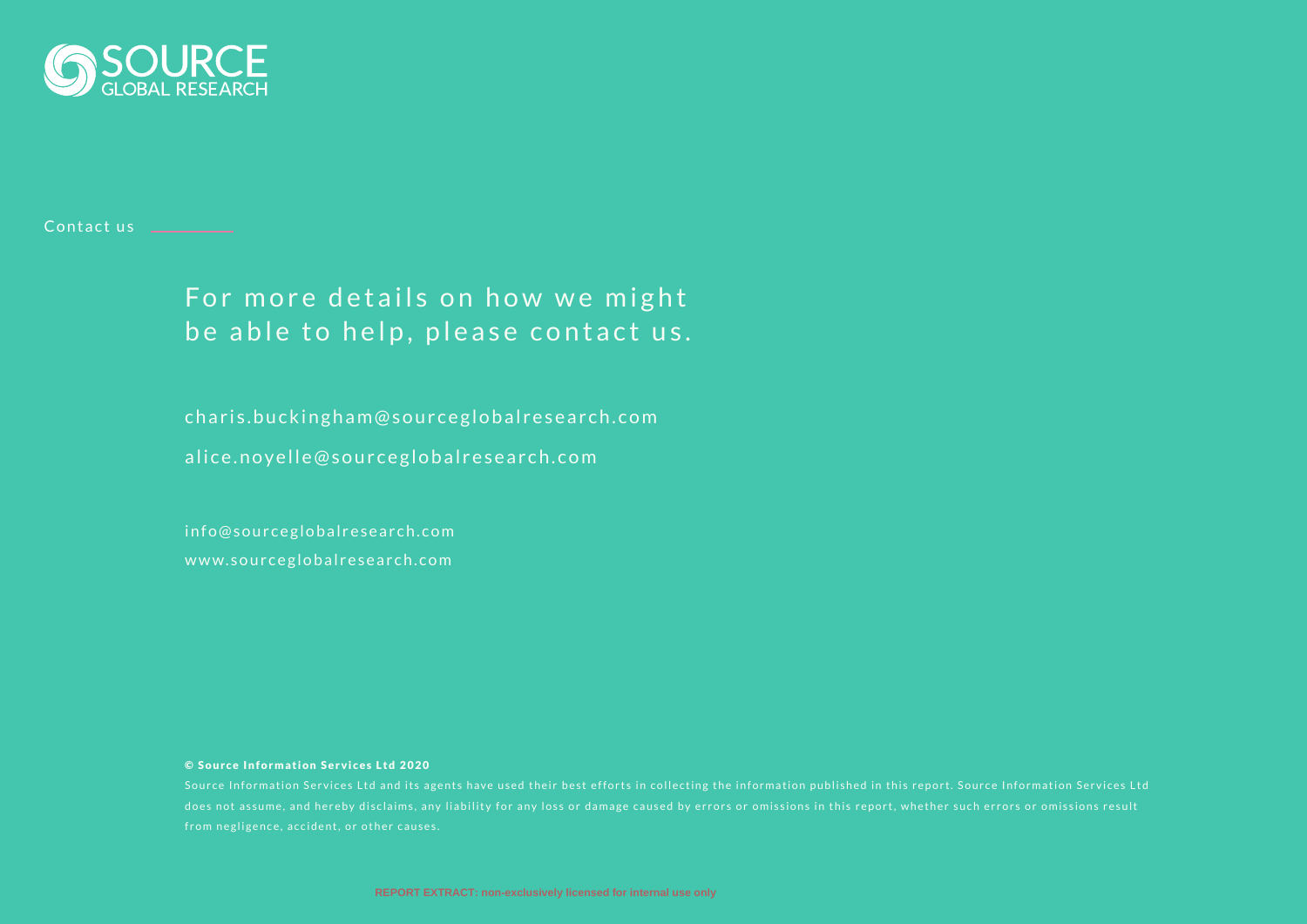SOURCE GLOBAL RESEARCH

Contact us

## For more details on how we might be able to help, please contact us.

charis.buckingham@sourceglobalresearch.com

alice.noyelle@sourceglobalresearch.com

info@sourceglobalresearch.com
www.sourceglobalresearch.com

**© Source Information Services Ltd 2020**

Source Information Services Ltd and its agents have used their best efforts in collecting the information published in this report. Source Information Services Ltd does not assume, and hereby disclaims, any liability for any loss or damage caused by errors or omissions in this report, whether such errors or omissions result from negligence, accident, or other causes.

**REPORT EXTRACT: non-exclusively licensed for internal use only**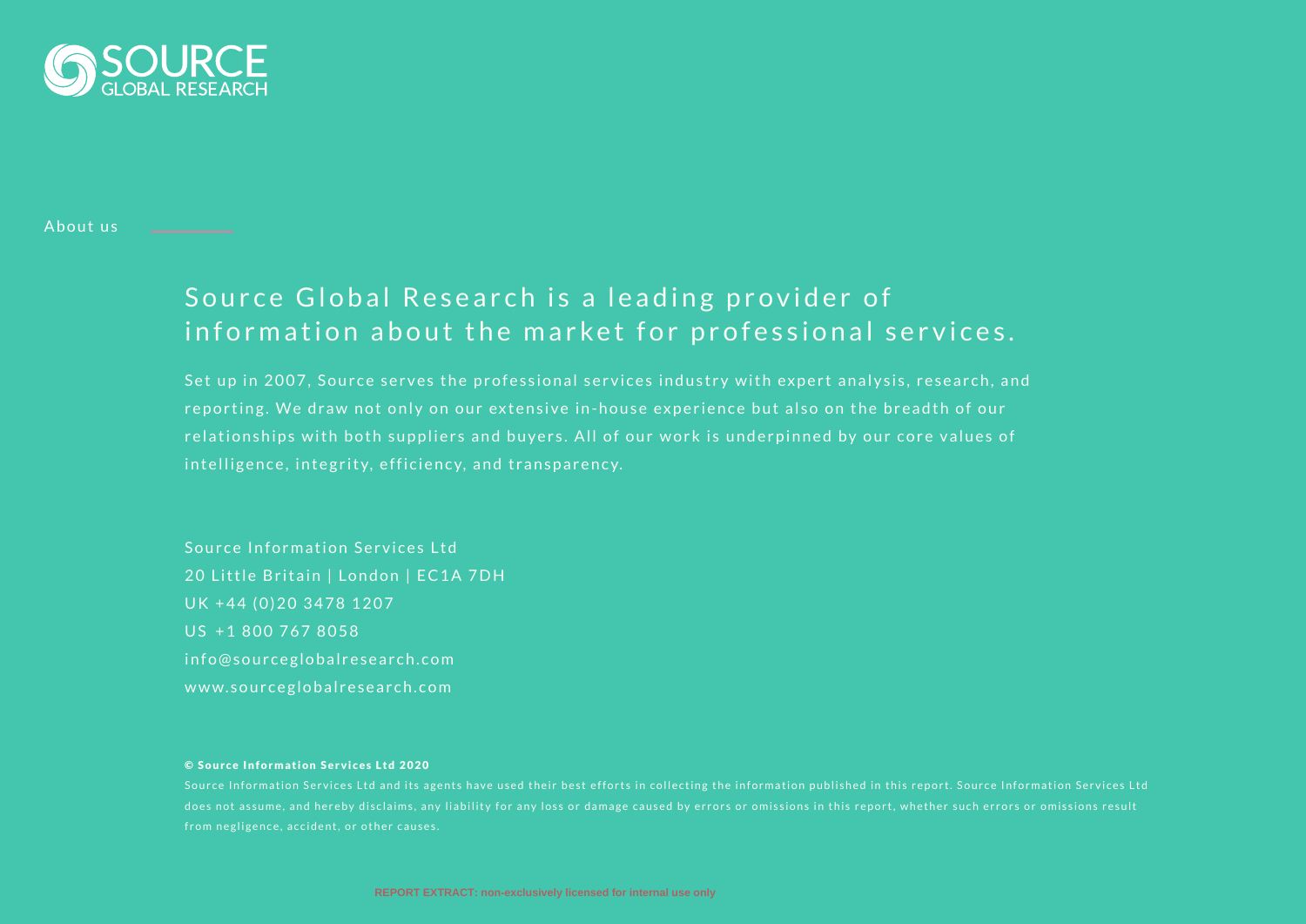SOURCE
GLOBAL RESEARCH

About us

## Source Global Research is a leading provider of information about the market for professional services.

Set up in 2007, Source serves the professional services industry with expert analysis, research, and reporting. We draw not only on our extensive in-house experience but also on the breadth of our relationships with both suppliers and buyers. All of our work is underpinned by our core values of intelligence, integrity, efficiency, and transparency.

Source Information Services Ltd
20 Little Britain | London | EC1A 7DH
UK +44 (0)20 3478 1207
US +1 800 767 8058
info@sourceglobalresearch.com
www.sourceglobalresearch.com

**© Source Information Services Ltd 2020**

Source Information Services Ltd and its agents have used their best efforts in collecting the information published in this report. Source Information Services Ltd does not assume, and hereby disclaims, any liability for any loss or damage caused by errors or omissions in this report, whether such errors or omissions result from negligence, accident, or other causes.

REPORT EXTRACT: non-exclusively licensed for internal use only